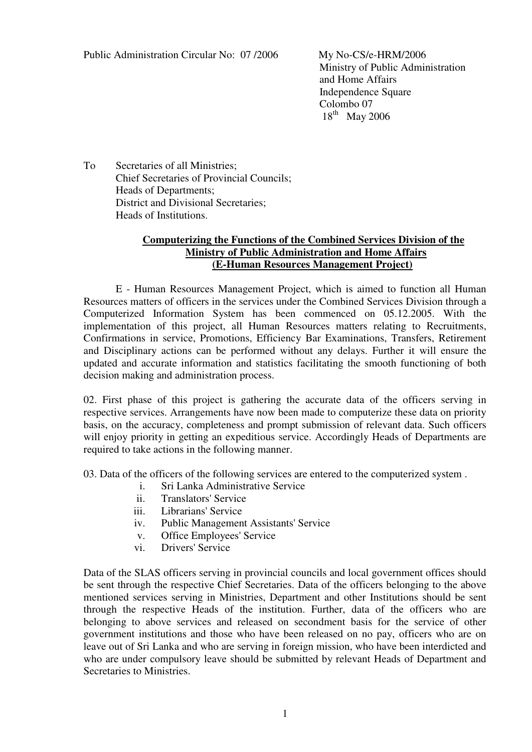Public Administration Circular No: 07 /2006

My No-CS/e-HRM/2006
Ministry of Public Administration
and Home Affairs
Independence Square
Colombo 07
18th May 2006

To Secretaries of all Ministries;
Chief Secretaries of Provincial Councils;
Heads of Departments;
District and Divisional Secretaries;
Heads of Institutions.

**Computerizing the Functions of the Combined Services Division of the Ministry of Public Administration and Home Affairs (E-Human Resources Management Project)**

E - Human Resources Management Project, which is aimed to function all Human Resources matters of officers in the services under the Combined Services Division through a Computerized Information System has been commenced on 05.12.2005. With the implementation of this project, all Human Resources matters relating to Recruitments, Confirmations in service, Promotions, Efficiency Bar Examinations, Transfers, Retirement and Disciplinary actions can be performed without any delays. Further it will ensure the updated and accurate information and statistics facilitating the smooth functioning of both decision making and administration process.

02. First phase of this project is gathering the accurate data of the officers serving in respective services. Arrangements have now been made to computerize these data on priority basis, on the accuracy, completeness and prompt submission of relevant data. Such officers will enjoy priority in getting an expeditious service. Accordingly Heads of Departments are required to take actions in the following manner.

03. Data of the officers of the following services are entered to the computerized system .

i. Sri Lanka Administrative Service
ii. Translators' Service
iii. Librarians' Service
iv. Public Management Assistants' Service
v. Office Employees' Service
vi. Drivers' Service

Data of the SLAS officers serving in provincial councils and local government offices should be sent through the respective Chief Secretaries. Data of the officers belonging to the above mentioned services serving in Ministries, Department and other Institutions should be sent through the respective Heads of the institution. Further, data of the officers who are belonging to above services and released on secondment basis for the service of other government institutions and those who have been released on no pay, officers who are on leave out of Sri Lanka and who are serving in foreign mission, who have been interdicted and who are under compulsory leave should be submitted by relevant Heads of Department and Secretaries to Ministries.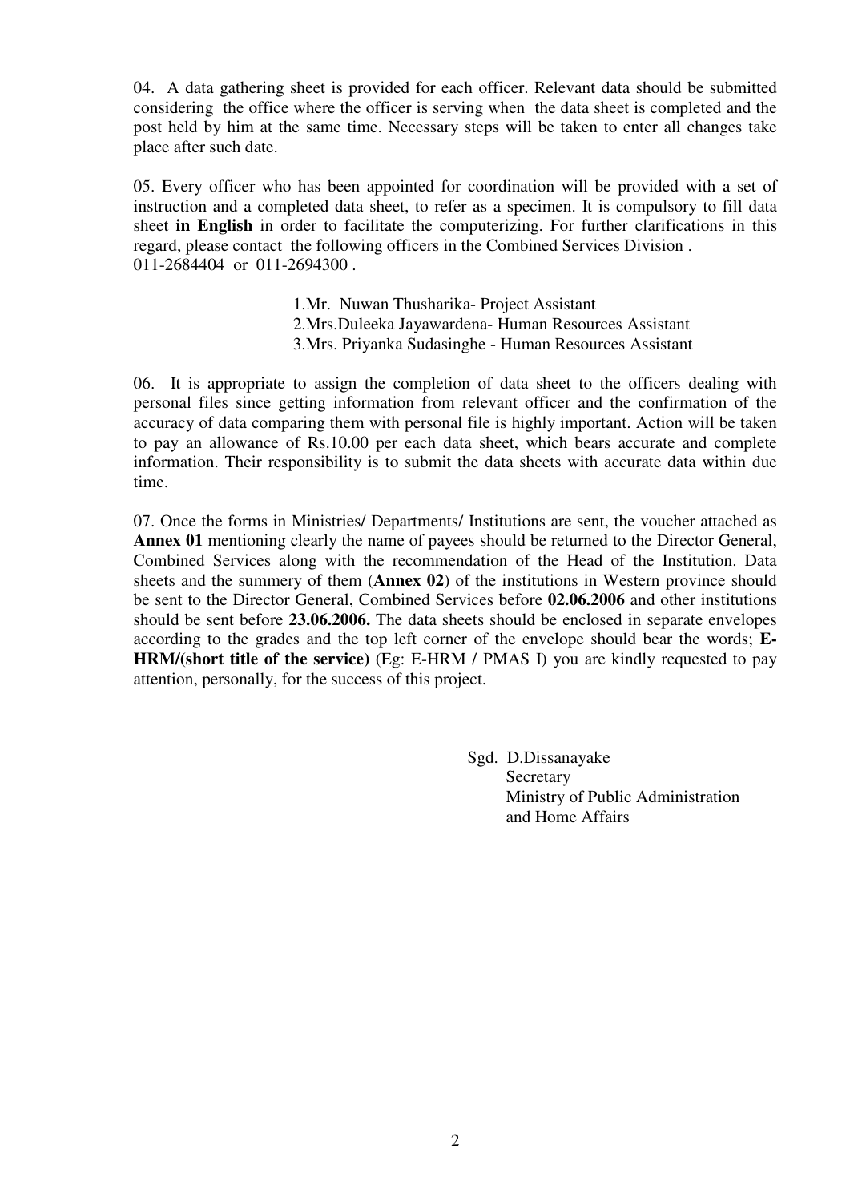04. A data gathering sheet is provided for each officer. Relevant data should be submitted considering the office where the officer is serving when the data sheet is completed and the post held by him at the same time. Necessary steps will be taken to enter all changes take place after such date.

05. Every officer who has been appointed for coordination will be provided with a set of instruction and a completed data sheet, to refer as a specimen. It is compulsory to fill data sheet **in English** in order to facilitate the computerizing. For further clarifications in this regard, please contact the following officers in the Combined Services Division . 011-2684404 or 011-2694300 .

1.Mr. Nuwan Thusharika- Project Assistant
2.Mrs.Duleeka Jayawardena- Human Resources Assistant
3.Mrs. Priyanka Sudasinghe - Human Resources Assistant

06. It is appropriate to assign the completion of data sheet to the officers dealing with personal files since getting information from relevant officer and the confirmation of the accuracy of data comparing them with personal file is highly important. Action will be taken to pay an allowance of Rs.10.00 per each data sheet, which bears accurate and complete information. Their responsibility is to submit the data sheets with accurate data within due time.

07. Once the forms in Ministries/ Departments/ Institutions are sent, the voucher attached as **Annex 01** mentioning clearly the name of payees should be returned to the Director General, Combined Services along with the recommendation of the Head of the Institution. Data sheets and the summery of them (**Annex 02**) of the institutions in Western province should be sent to the Director General, Combined Services before **02.06.2006** and other institutions should be sent before **23.06.2006.** The data sheets should be enclosed in separate envelopes according to the grades and the top left corner of the envelope should bear the words; **E-HRM/(short title of the service)** (Eg: E-HRM / PMAS I) you are kindly requested to pay attention, personally, for the success of this project.

Sgd. D.Dissanayake
Secretary
Ministry of Public Administration
and Home Affairs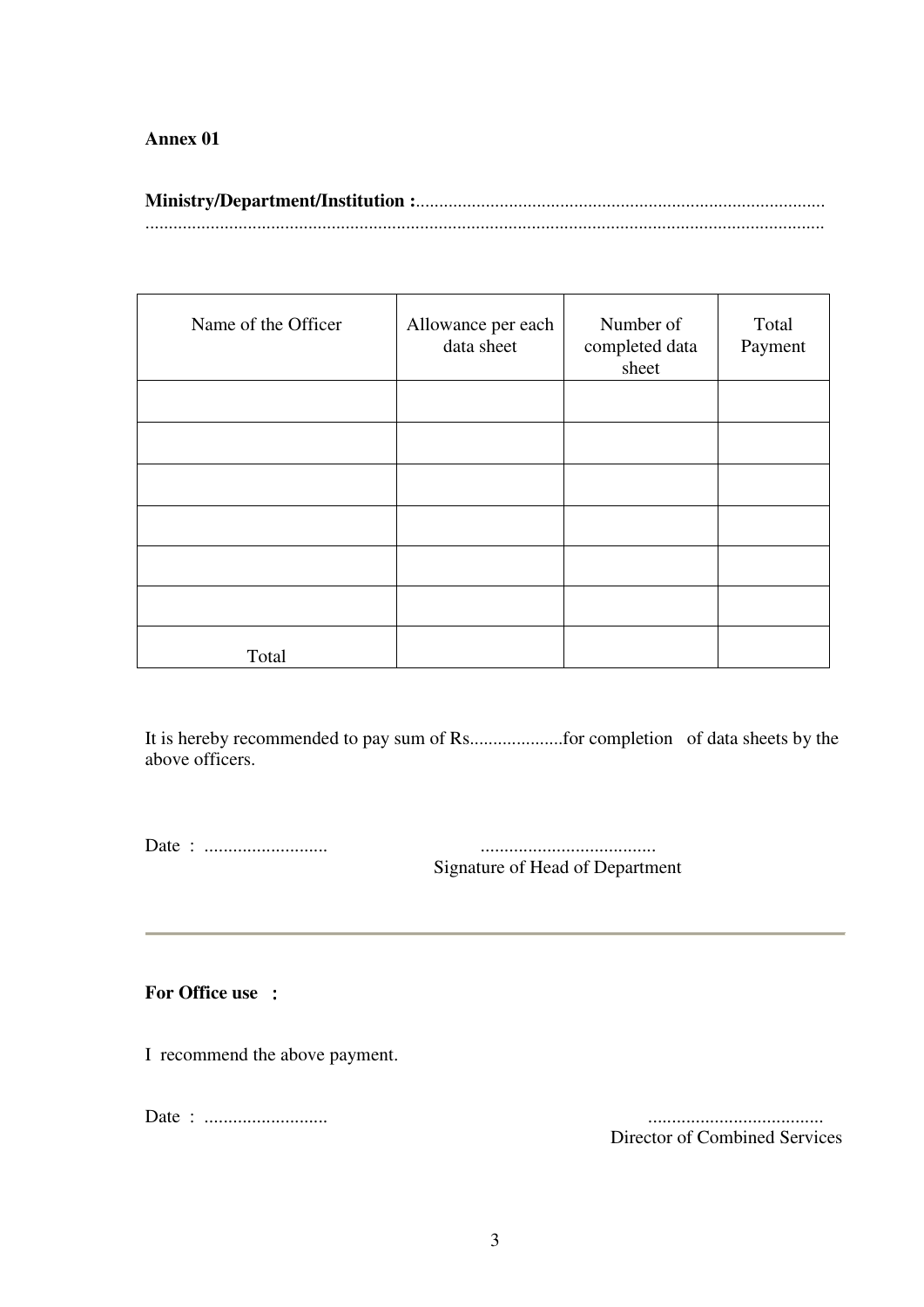**Annex 01**

**Ministry/Department/Institution :**.......................................................................................
...............................................................................................................................................

| Name of the Officer | Allowance per each data sheet | Number of completed data sheet | Total Payment |
|---|---|---|---|
| | | | |
| | | | |
| | | | |
| | | | |
| | | | |
| | | | |
| Total | | | |

It is hereby recommended to pay sum of Rs....................for completion of data sheets by the above officers.

Date : ..........................                    .....................................
Signature of Head of Department

---

**For Office use :**

I recommend the above payment.

Date : ..........................                    .....................................
Director of Combined Services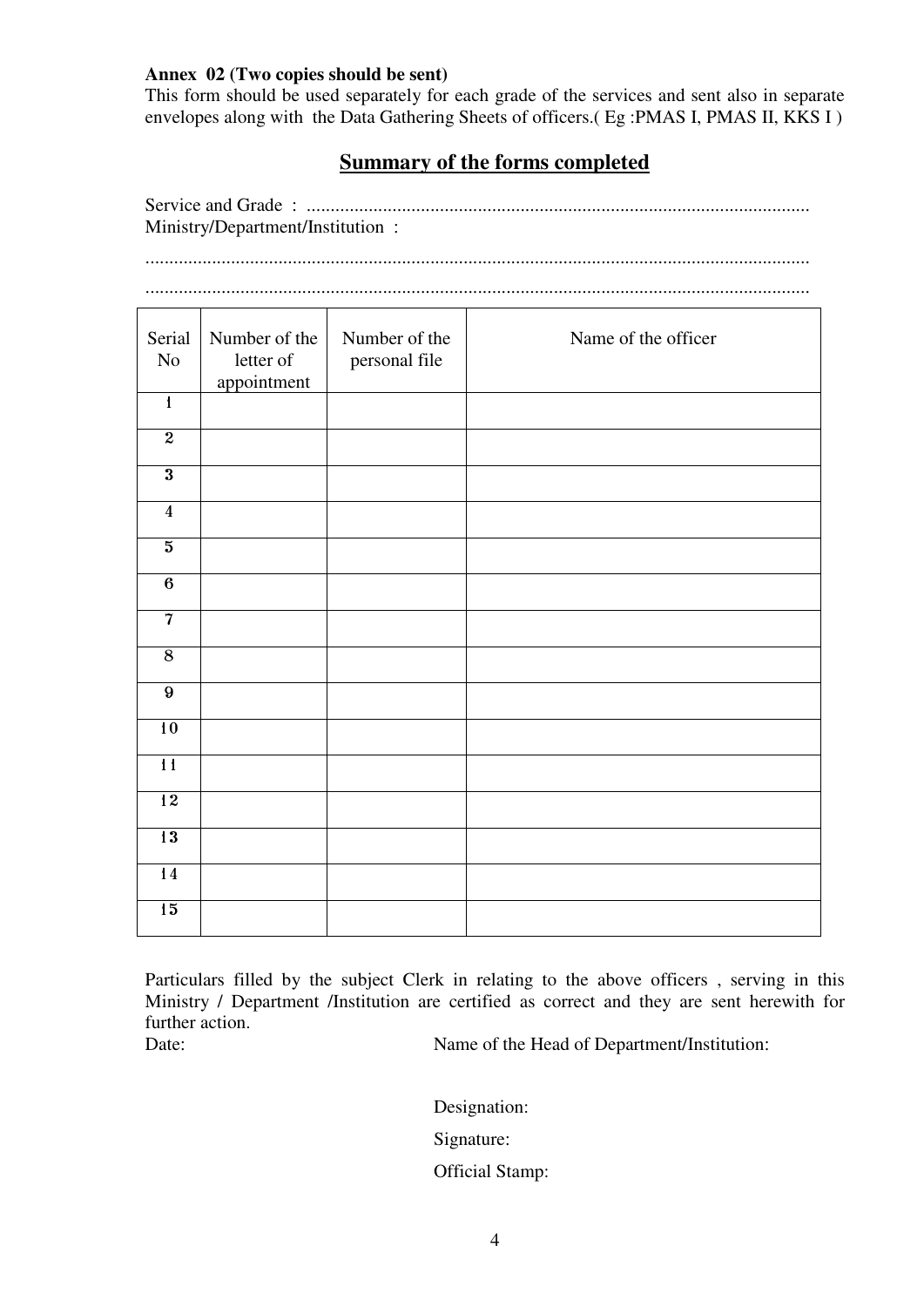**Annex 02 (Two copies should be sent)**

This form should be used separately for each grade of the services and sent also in separate envelopes along with the Data Gathering Sheets of officers.( Eg :PMAS I, PMAS II, KKS I )

## Summary of the forms completed

Service and Grade : .........................................................................................................

Ministry/Department/Institution :

..........................................................................................................................................

..........................................................................................................................................

| Serial No | Number of the letter of appointment | Number of the personal file | Name of the officer |
|---|---|---|---|
| 1 | | | |
| 2 | | | |
| 3 | | | |
| 4 | | | |
| 5 | | | |
| 6 | | | |
| 7 | | | |
| 8 | | | |
| 9 | | | |
| 10 | | | |
| 11 | | | |
| 12 | | | |
| 13 | | | |
| 14 | | | |
| 15 | | | |

Particulars filled by the subject Clerk in relating to the above officers , serving in this Ministry / Department /Institution are certified as correct and they are sent herewith for further action.

Date:

Name of the Head of Department/Institution:

Designation:

Signature:

Official Stamp: